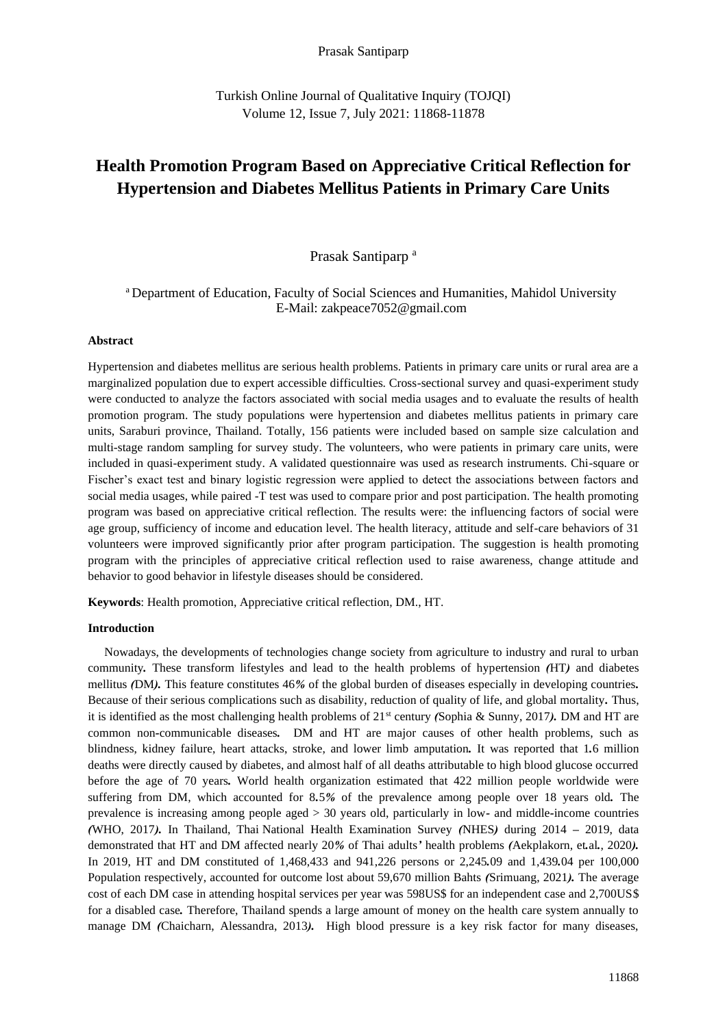# Health Promotion Program Based on Appreciative Critical Reflection for Hypertension and Diabetes Mellitus Patients in Primary Care Units

Prasak Santiparp [a]

[a] Department of Education, Faculty of Social Sciences and Humanities, Mahidol University
E-Mail: zakpeace7052@gmail.com

**Abstract**

Hypertension and diabetes mellitus are serious health problems. Patients in primary care units or rural area are a marginalized population due to expert accessible difficulties. Cross-sectional survey and quasi-experiment study were conducted to analyze the factors associated with social media usages and to evaluate the results of health promotion program. The study populations were hypertension and diabetes mellitus patients in primary care units, Saraburi province, Thailand. Totally, 156 patients were included based on sample size calculation and multi-stage random sampling for survey study. The volunteers, who were patients in primary care units, were included in quasi-experiment study. A validated questionnaire was used as research instruments. Chi-square or Fischer's exact test and binary logistic regression were applied to detect the associations between factors and social media usages, while paired -T test was used to compare prior and post participation. The health promoting program was based on appreciative critical reflection. The results were: the influencing factors of social were age group, sufficiency of income and education level. The health literacy, attitude and self-care behaviors of 31 volunteers were improved significantly prior after program participation. The suggestion is health promoting program with the principles of appreciative critical reflection used to raise awareness, change attitude and behavior to good behavior in lifestyle diseases should be considered.

**Keywords**: Health promotion, Appreciative critical reflection, DM., HT.

**Introduction**

Nowadays, the developments of technologies change society from agriculture to industry and rural to urban community*.* These transform lifestyles and lead to the health problems of hypertension *(*HT*)* and diabetes mellitus *(*DM*).* This feature constitutes 46*%* of the global burden of diseases especially in developing countries*.* Because of their serious complications such as disability, reduction of quality of life, and global mortality*.* Thus, it is identified as the most challenging health problems of 21st century *(*Sophia & Sunny, 2017*).* DM and HT are common non-communicable diseases*.* DM and HT are major causes of other health problems, such as blindness, kidney failure, heart attacks, stroke, and lower limb amputation*.* It was reported that 1*.*6 million deaths were directly caused by diabetes, and almost half of all deaths attributable to high blood glucose occurred before the age of 70 years*.* World health organization estimated that 422 million people worldwide were suffering from DM, which accounted for 8*.*5*%* of the prevalence among people over 18 years old*.* The prevalence is increasing among people aged > 30 years old, particularly in low- and middle-income countries *(*WHO, 2017*).* In Thailand, Thai National Health Examination Survey *(*NHES*)* during 2014 – 2019, data demonstrated that HT and DM affected nearly 20*%* of Thai adults*'* health problems *(*Aekplakorn, et*.*al*.*, 2020*).* In 2019, HT and DM constituted of 1,468,433 and 941,226 persons or 2,245*.*09 and 1,439*.*04 per 100,000 Population respectively, accounted for outcome lost about 59,670 million Bahts *(*Srimuang, 2021*).* The average cost of each DM case in attending hospital services per year was 598US$ for an independent case and 2,700US$ for a disabled case*.* Therefore, Thailand spends a large amount of money on the health care system annually to manage DM *(*Chaicharn, Alessandra, 2013*).* High blood pressure is a key risk factor for many diseases,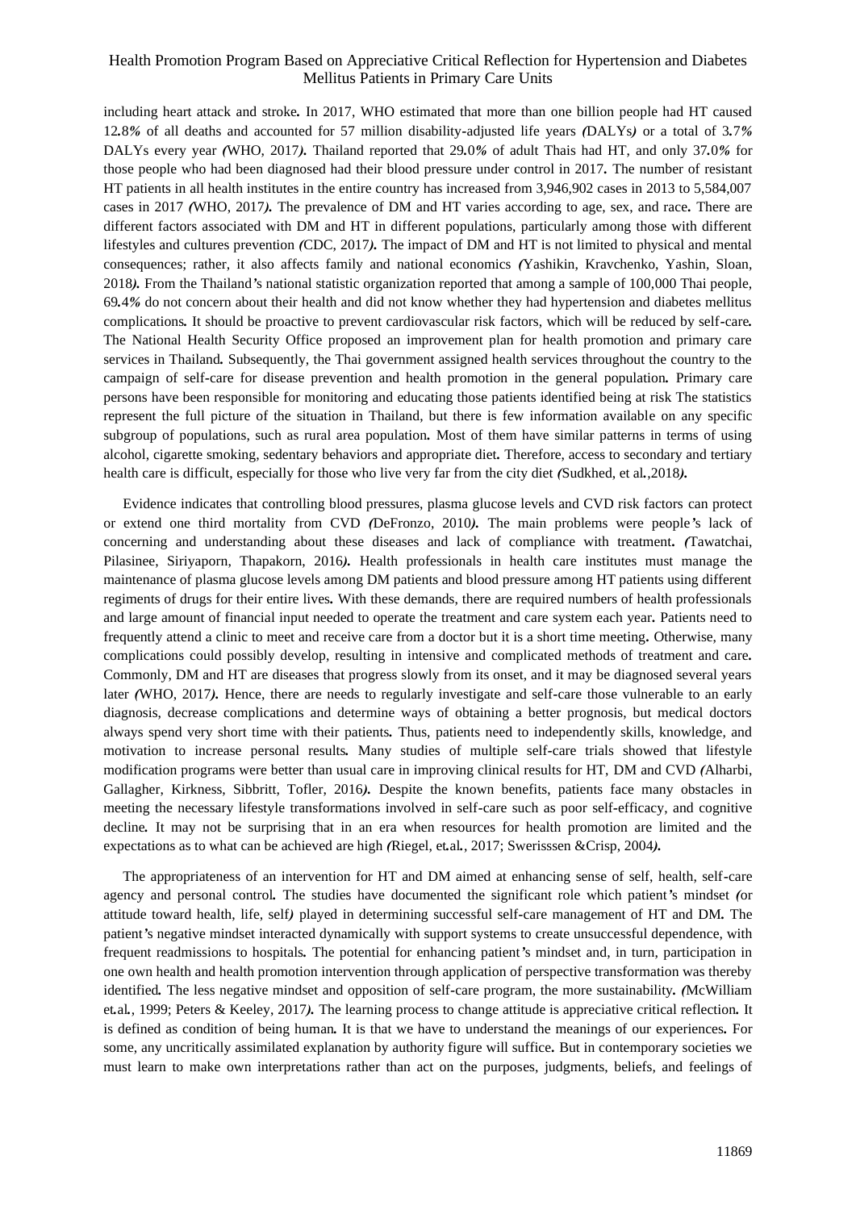including heart attack and stroke. In 2017, WHO estimated that more than one billion people had HT caused 12.8% of all deaths and accounted for 57 million disability-adjusted life years (DALYs) or a total of 3.7% DALYs every year (WHO, 2017). Thailand reported that 29.0% of adult Thais had HT, and only 37.0% for those people who had been diagnosed had their blood pressure under control in 2017. The number of resistant HT patients in all health institutes in the entire country has increased from 3,946,902 cases in 2013 to 5,584,007 cases in 2017 (WHO, 2017). The prevalence of DM and HT varies according to age, sex, and race. There are different factors associated with DM and HT in different populations, particularly among those with different lifestyles and cultures prevention (CDC, 2017). The impact of DM and HT is not limited to physical and mental consequences; rather, it also affects family and national economics (Yashikin, Kravchenko, Yashin, Sloan, 2018). From the Thailand's national statistic organization reported that among a sample of 100,000 Thai people, 69.4% do not concern about their health and did not know whether they had hypertension and diabetes mellitus complications. It should be proactive to prevent cardiovascular risk factors, which will be reduced by self-care. The National Health Security Office proposed an improvement plan for health promotion and primary care services in Thailand. Subsequently, the Thai government assigned health services throughout the country to the campaign of self-care for disease prevention and health promotion in the general population. Primary care persons have been responsible for monitoring and educating those patients identified being at risk The statistics represent the full picture of the situation in Thailand, but there is few information available on any specific subgroup of populations, such as rural area population. Most of them have similar patterns in terms of using alcohol, cigarette smoking, sedentary behaviors and appropriate diet. Therefore, access to secondary and tertiary health care is difficult, especially for those who live very far from the city diet (Sudkhed, et al.,2018).

Evidence indicates that controlling blood pressures, plasma glucose levels and CVD risk factors can protect or extend one third mortality from CVD (DeFronzo, 2010). The main problems were people's lack of concerning and understanding about these diseases and lack of compliance with treatment. (Tawatchai, Pilasinee, Siriyaporn, Thapakorn, 2016). Health professionals in health care institutes must manage the maintenance of plasma glucose levels among DM patients and blood pressure among HT patients using different regiments of drugs for their entire lives. With these demands, there are required numbers of health professionals and large amount of financial input needed to operate the treatment and care system each year. Patients need to frequently attend a clinic to meet and receive care from a doctor but it is a short time meeting. Otherwise, many complications could possibly develop, resulting in intensive and complicated methods of treatment and care. Commonly, DM and HT are diseases that progress slowly from its onset, and it may be diagnosed several years later (WHO, 2017). Hence, there are needs to regularly investigate and self-care those vulnerable to an early diagnosis, decrease complications and determine ways of obtaining a better prognosis, but medical doctors always spend very short time with their patients. Thus, patients need to independently skills, knowledge, and motivation to increase personal results. Many studies of multiple self-care trials showed that lifestyle modification programs were better than usual care in improving clinical results for HT, DM and CVD (Alharbi, Gallagher, Kirkness, Sibbritt, Tofler, 2016). Despite the known benefits, patients face many obstacles in meeting the necessary lifestyle transformations involved in self-care such as poor self-efficacy, and cognitive decline. It may not be surprising that in an era when resources for health promotion are limited and the expectations as to what can be achieved are high (Riegel, et.al., 2017; Swerisssen &Crisp, 2004).

The appropriateness of an intervention for HT and DM aimed at enhancing sense of self, health, self-care agency and personal control. The studies have documented the significant role which patient's mindset (or attitude toward health, life, self) played in determining successful self-care management of HT and DM. The patient's negative mindset interacted dynamically with support systems to create unsuccessful dependence, with frequent readmissions to hospitals. The potential for enhancing patient's mindset and, in turn, participation in one own health and health promotion intervention through application of perspective transformation was thereby identified. The less negative mindset and opposition of self-care program, the more sustainability. (McWilliam et.al., 1999; Peters & Keeley, 2017). The learning process to change attitude is appreciative critical reflection. It is defined as condition of being human. It is that we have to understand the meanings of our experiences. For some, any uncritically assimilated explanation by authority figure will suffice. But in contemporary societies we must learn to make own interpretations rather than act on the purposes, judgments, beliefs, and feelings of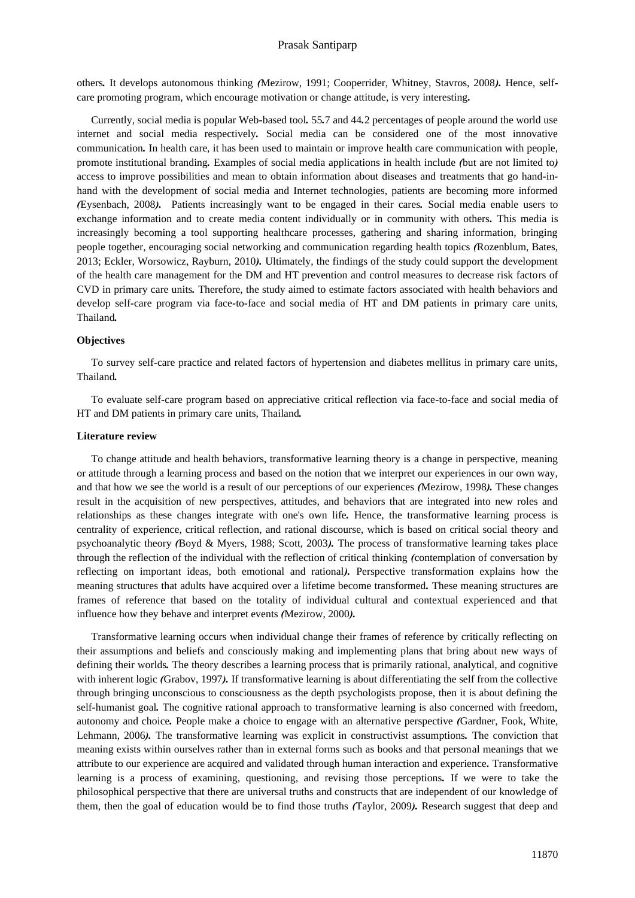others. It develops autonomous thinking (Mezirow, 1991; Cooperrider, Whitney, Stavros, 2008). Hence, self-care promoting program, which encourage motivation or change attitude, is very interesting.

Currently, social media is popular Web-based tool. 55.7 and 44.2 percentages of people around the world use internet and social media respectively. Social media can be considered one of the most innovative communication. In health care, it has been used to maintain or improve health care communication with people, promote institutional branding. Examples of social media applications in health include (but are not limited to) access to improve possibilities and mean to obtain information about diseases and treatments that go hand-in-hand with the development of social media and Internet technologies, patients are becoming more informed (Eysenbach, 2008). Patients increasingly want to be engaged in their cares. Social media enable users to exchange information and to create media content individually or in community with others. This media is increasingly becoming a tool supporting healthcare processes, gathering and sharing information, bringing people together, encouraging social networking and communication regarding health topics (Rozenblum, Bates, 2013; Eckler, Worsowicz, Rayburn, 2010). Ultimately, the findings of the study could support the development of the health care management for the DM and HT prevention and control measures to decrease risk factors of CVD in primary care units. Therefore, the study aimed to estimate factors associated with health behaviors and develop self-care program via face-to-face and social media of HT and DM patients in primary care units, Thailand.

**Objectives**

To survey self-care practice and related factors of hypertension and diabetes mellitus in primary care units, Thailand.

To evaluate self-care program based on appreciative critical reflection via face-to-face and social media of HT and DM patients in primary care units, Thailand.

**Literature review**

To change attitude and health behaviors, transformative learning theory is a change in perspective, meaning or attitude through a learning process and based on the notion that we interpret our experiences in our own way, and that how we see the world is a result of our perceptions of our experiences (Mezirow, 1998). These changes result in the acquisition of new perspectives, attitudes, and behaviors that are integrated into new roles and relationships as these changes integrate with one's own life. Hence, the transformative learning process is centrality of experience, critical reflection, and rational discourse, which is based on critical social theory and psychoanalytic theory (Boyd & Myers, 1988; Scott, 2003). The process of transformative learning takes place through the reflection of the individual with the reflection of critical thinking (contemplation of conversation by reflecting on important ideas, both emotional and rational). Perspective transformation explains how the meaning structures that adults have acquired over a lifetime become transformed. These meaning structures are frames of reference that based on the totality of individual cultural and contextual experienced and that influence how they behave and interpret events (Mezirow, 2000).

Transformative learning occurs when individual change their frames of reference by critically reflecting on their assumptions and beliefs and consciously making and implementing plans that bring about new ways of defining their worlds. The theory describes a learning process that is primarily rational, analytical, and cognitive with inherent logic (Grabov, 1997). If transformative learning is about differentiating the self from the collective through bringing unconscious to consciousness as the depth psychologists propose, then it is about defining the self-humanist goal. The cognitive rational approach to transformative learning is also concerned with freedom, autonomy and choice. People make a choice to engage with an alternative perspective (Gardner, Fook, White, Lehmann, 2006). The transformative learning was explicit in constructivist assumptions. The conviction that meaning exists within ourselves rather than in external forms such as books and that personal meanings that we attribute to our experience are acquired and validated through human interaction and experience. Transformative learning is a process of examining, questioning, and revising those perceptions. If we were to take the philosophical perspective that there are universal truths and constructs that are independent of our knowledge of them, then the goal of education would be to find those truths (Taylor, 2009). Research suggest that deep and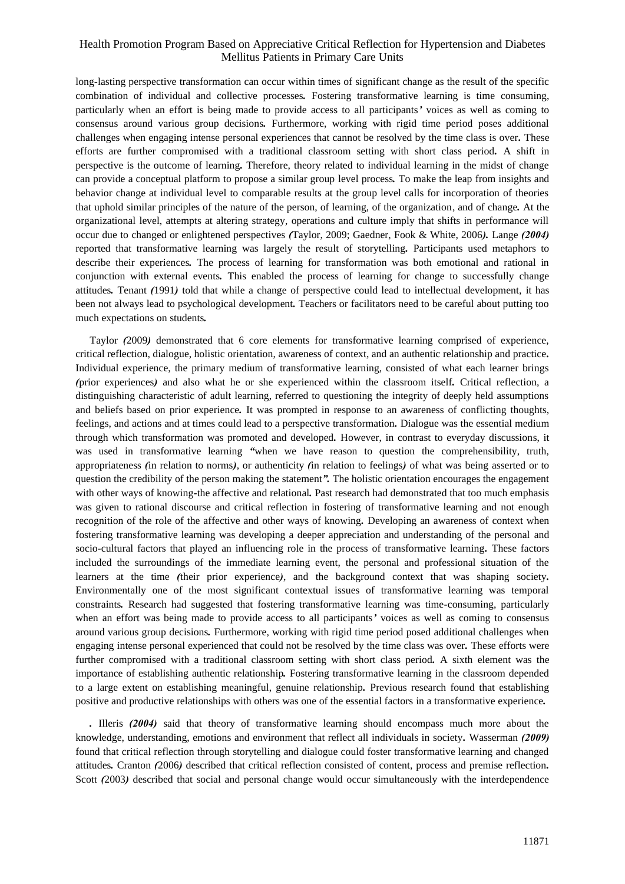long-lasting perspective transformation can occur within times of significant change as the result of the specific combination of individual and collective processes. Fostering transformative learning is time consuming, particularly when an effort is being made to provide access to all participants' voices as well as coming to consensus around various group decisions. Furthermore, working with rigid time period poses additional challenges when engaging intense personal experiences that cannot be resolved by the time class is over. These efforts are further compromised with a traditional classroom setting with short class period. A shift in perspective is the outcome of learning. Therefore, theory related to individual learning in the midst of change can provide a conceptual platform to propose a similar group level process. To make the leap from insights and behavior change at individual level to comparable results at the group level calls for incorporation of theories that uphold similar principles of the nature of the person, of learning, of the organization, and of change. At the organizational level, attempts at altering strategy, operations and culture imply that shifts in performance will occur due to changed or enlightened perspectives *(*Taylor, 2009; Gaedner, Fook & White, 2006*)*. Lange ***(2004)*** reported that transformative learning was largely the result of storytelling. Participants used metaphors to describe their experiences. The process of learning for transformation was both emotional and rational in conjunction with external events. This enabled the process of learning for change to successfully change attitudes. Tenant *(*1991*)* told that while a change of perspective could lead to intellectual development, it has been not always lead to psychological development. Teachers or facilitators need to be careful about putting too much expectations on students.

Taylor *(*2009*)* demonstrated that 6 core elements for transformative learning comprised of experience, critical reflection, dialogue, holistic orientation, awareness of context, and an authentic relationship and practice. Individual experience, the primary medium of transformative learning, consisted of what each learner brings *(*prior experiences*)* and also what he or she experienced within the classroom itself. Critical reflection, a distinguishing characteristic of adult learning, referred to questioning the integrity of deeply held assumptions and beliefs based on prior experience. It was prompted in response to an awareness of conflicting thoughts, feelings, and actions and at times could lead to a perspective transformation. Dialogue was the essential medium through which transformation was promoted and developed. However, in contrast to everyday discussions, it was used in transformative learning "when we have reason to question the comprehensibility, truth, appropriateness *(*in relation to norms*)*, or authenticity *(*in relation to feelings*)* of what was being asserted or to question the credibility of the person making the statement". The holistic orientation encourages the engagement with other ways of knowing-the affective and relational. Past research had demonstrated that too much emphasis was given to rational discourse and critical reflection in fostering of transformative learning and not enough recognition of the role of the affective and other ways of knowing. Developing an awareness of context when fostering transformative learning was developing a deeper appreciation and understanding of the personal and socio-cultural factors that played an influencing role in the process of transformative learning. These factors included the surroundings of the immediate learning event, the personal and professional situation of the learners at the time *(*their prior experience*)*, and the background context that was shaping society. Environmentally one of the most significant contextual issues of transformative learning was temporal constraints. Research had suggested that fostering transformative learning was time-consuming, particularly when an effort was being made to provide access to all participants' voices as well as coming to consensus around various group decisions. Furthermore, working with rigid time period posed additional challenges when engaging intense personal experienced that could not be resolved by the time class was over. These efforts were further compromised with a traditional classroom setting with short class period. A sixth element was the importance of establishing authentic relationship. Fostering transformative learning in the classroom depended to a large extent on establishing meaningful, genuine relationship. Previous research found that establishing positive and productive relationships with others was one of the essential factors in a transformative experience.

. Illeris ***(2004)*** said that theory of transformative learning should encompass much more about the knowledge, understanding, emotions and environment that reflect all individuals in society. Wasserman ***(2009)*** found that critical reflection through storytelling and dialogue could foster transformative learning and changed attitudes. Cranton *(*2006*)* described that critical reflection consisted of content, process and premise reflection. Scott *(*2003*)* described that social and personal change would occur simultaneously with the interdependence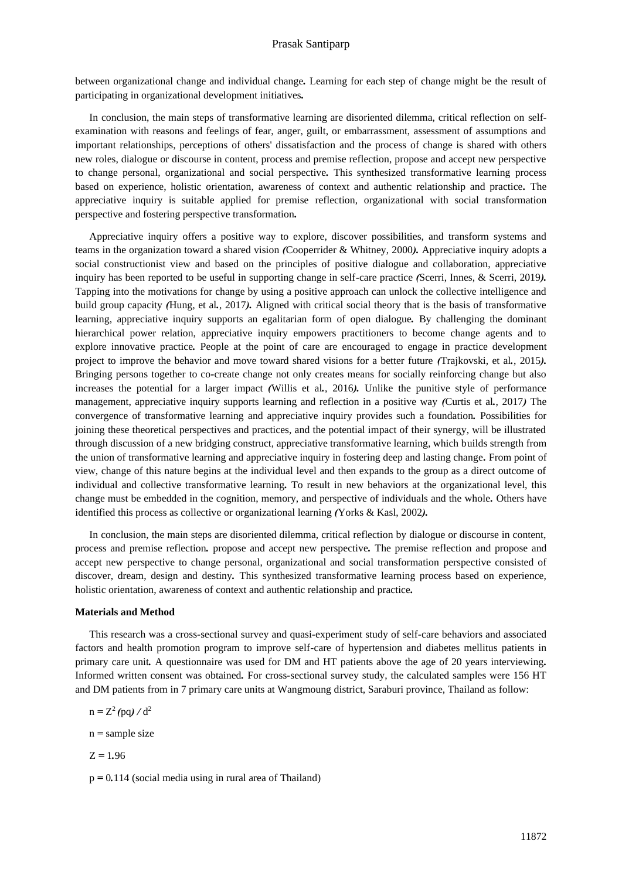between organizational change and individual change. Learning for each step of change might be the result of participating in organizational development initiatives.

In conclusion, the main steps of transformative learning are disoriented dilemma, critical reflection on self-examination with reasons and feelings of fear, anger, guilt, or embarrassment, assessment of assumptions and important relationships, perceptions of others' dissatisfaction and the process of change is shared with others new roles, dialogue or discourse in content, process and premise reflection, propose and accept new perspective to change personal, organizational and social perspective. This synthesized transformative learning process based on experience, holistic orientation, awareness of context and authentic relationship and practice. The appreciative inquiry is suitable applied for premise reflection, organizational with social transformation perspective and fostering perspective transformation.

Appreciative inquiry offers a positive way to explore, discover possibilities, and transform systems and teams in the organization toward a shared vision (Cooperrider & Whitney, 2000). Appreciative inquiry adopts a social constructionist view and based on the principles of positive dialogue and collaboration, appreciative inquiry has been reported to be useful in supporting change in self-care practice (Scerri, Innes, & Scerri, 2019). Tapping into the motivations for change by using a positive approach can unlock the collective intelligence and build group capacity (Hung, et al., 2017). Aligned with critical social theory that is the basis of transformative learning, appreciative inquiry supports an egalitarian form of open dialogue. By challenging the dominant hierarchical power relation, appreciative inquiry empowers practitioners to become change agents and to explore innovative practice. People at the point of care are encouraged to engage in practice development project to improve the behavior and move toward shared visions for a better future (Trajkovski, et al., 2015). Bringing persons together to co-create change not only creates means for socially reinforcing change but also increases the potential for a larger impact (Willis et al., 2016). Unlike the punitive style of performance management, appreciative inquiry supports learning and reflection in a positive way (Curtis et al., 2017) The convergence of transformative learning and appreciative inquiry provides such a foundation. Possibilities for joining these theoretical perspectives and practices, and the potential impact of their synergy, will be illustrated through discussion of a new bridging construct, appreciative transformative learning, which builds strength from the union of transformative learning and appreciative inquiry in fostering deep and lasting change. From point of view, change of this nature begins at the individual level and then expands to the group as a direct outcome of individual and collective transformative learning. To result in new behaviors at the organizational level, this change must be embedded in the cognition, memory, and perspective of individuals and the whole. Others have identified this process as collective or organizational learning (Yorks & Kasl, 2002).

In conclusion, the main steps are disoriented dilemma, critical reflection by dialogue or discourse in content, process and premise reflection. propose and accept new perspective. The premise reflection and propose and accept new perspective to change personal, organizational and social transformation perspective consisted of discover, dream, design and destiny. This synthesized transformative learning process based on experience, holistic orientation, awareness of context and authentic relationship and practice.

**Materials and Method**

This research was a cross-sectional survey and quasi-experiment study of self-care behaviors and associated factors and health promotion program to improve self-care of hypertension and diabetes mellitus patients in primary care unit. A questionnaire was used for DM and HT patients above the age of 20 years interviewing. Informed written consent was obtained. For cross-sectional survey study, the calculated samples were 156 HT and DM patients from in 7 primary care units at Wangmoung district, Saraburi province, Thailand as follow:

$n = Z^2 (pq) / d^2$

n = sample size

Z = 1.96

p = 0.114 (social media using in rural area of Thailand)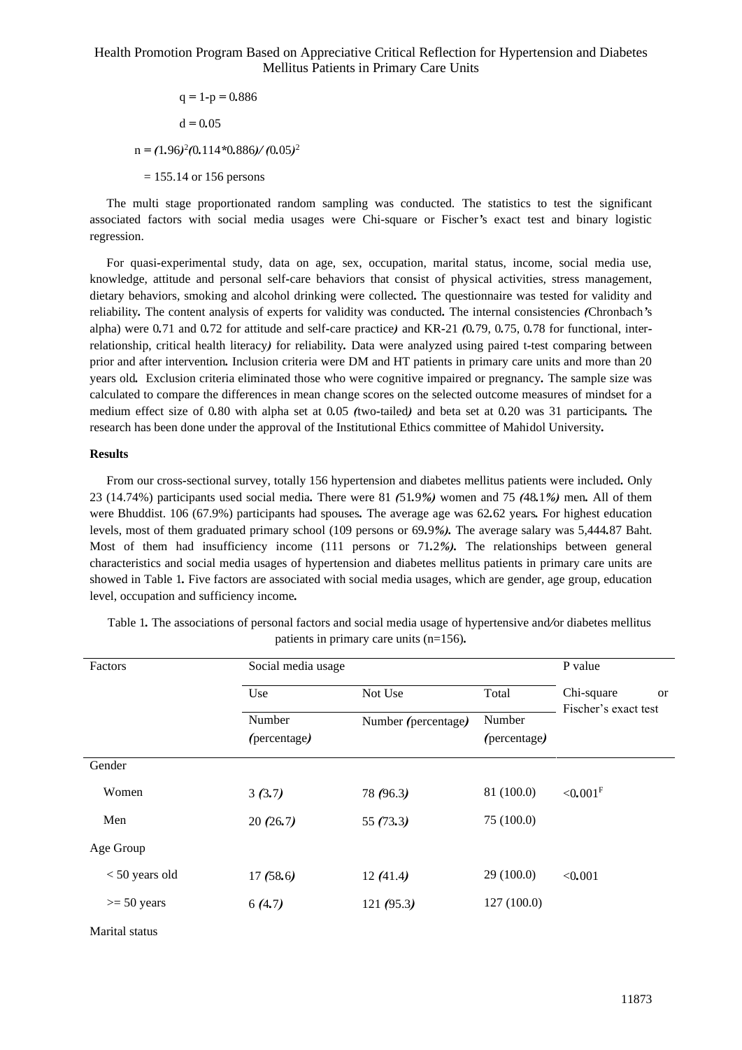$$q = 1\text{-}p = 0.886$$

$$d = 0.05$$

$$n = (1.96)^2(0.114*0.886)/(0.05)^2$$

$$= 155.14 \text{ or } 156 \text{ persons}$$

The multi stage proportionated random sampling was conducted. The statistics to test the significant associated factors with social media usages were Chi-square or Fischer's exact test and binary logistic regression.

For quasi-experimental study, data on age, sex, occupation, marital status, income, social media use, knowledge, attitude and personal self-care behaviors that consist of physical activities, stress management, dietary behaviors, smoking and alcohol drinking were collected. The questionnaire was tested for validity and reliability. The content analysis of experts for validity was conducted. The internal consistencies (Chronbach's alpha) were 0.71 and 0.72 for attitude and self-care practice) and KR-21 (0.79, 0.75, 0.78 for functional, inter-relationship, critical health literacy) for reliability. Data were analyzed using paired t-test comparing between prior and after intervention. Inclusion criteria were DM and HT patients in primary care units and more than 20 years old. Exclusion criteria eliminated those who were cognitive impaired or pregnancy. The sample size was calculated to compare the differences in mean change scores on the selected outcome measures of mindset for a medium effect size of 0.80 with alpha set at 0.05 (two-tailed) and beta set at 0.20 was 31 participants. The research has been done under the approval of the Institutional Ethics committee of Mahidol University.

**Results**

From our cross-sectional survey, totally 156 hypertension and diabetes mellitus patients were included. Only 23 (14.74%) participants used social media. There were 81 (51.9%) women and 75 (48.1%) men. All of them were Bhuddist. 106 (67.9%) participants had spouses. The average age was 62.62 years. For highest education levels, most of them graduated primary school (109 persons or 69.9%). The average salary was 5,444.87 Baht. Most of them had insufficiency income (111 persons or 71.2%). The relationships between general characteristics and social media usages of hypertension and diabetes mellitus patients in primary care units are showed in Table 1. Five factors are associated with social media usages, which are gender, age group, education level, occupation and sufficiency income.

Table 1. The associations of personal factors and social media usage of hypertensive and/or diabetes mellitus patients in primary care units (n=156).

| Factors | Social media usage | | | P value |
|---|---|---|---|---|
| | Use | Not Use | Total | Chi-square or Fischer's exact test |
| | Number (percentage) | Number (percentage) | Number (percentage) | |
| Gender | | | | |
| Women | 3 (3.7) | 78 (96.3) | 81 (100.0) | <0.001[F] |
| Men | 20 (26.7) | 55 (73.3) | 75 (100.0) | |
| Age Group | | | | |
| < 50 years old | 17 (58.6) | 12 (41.4) | 29 (100.0) | <0.001 |
| >= 50 years | 6 (4.7) | 121 (95.3) | 127 (100.0) | |
| Marital status | | | | |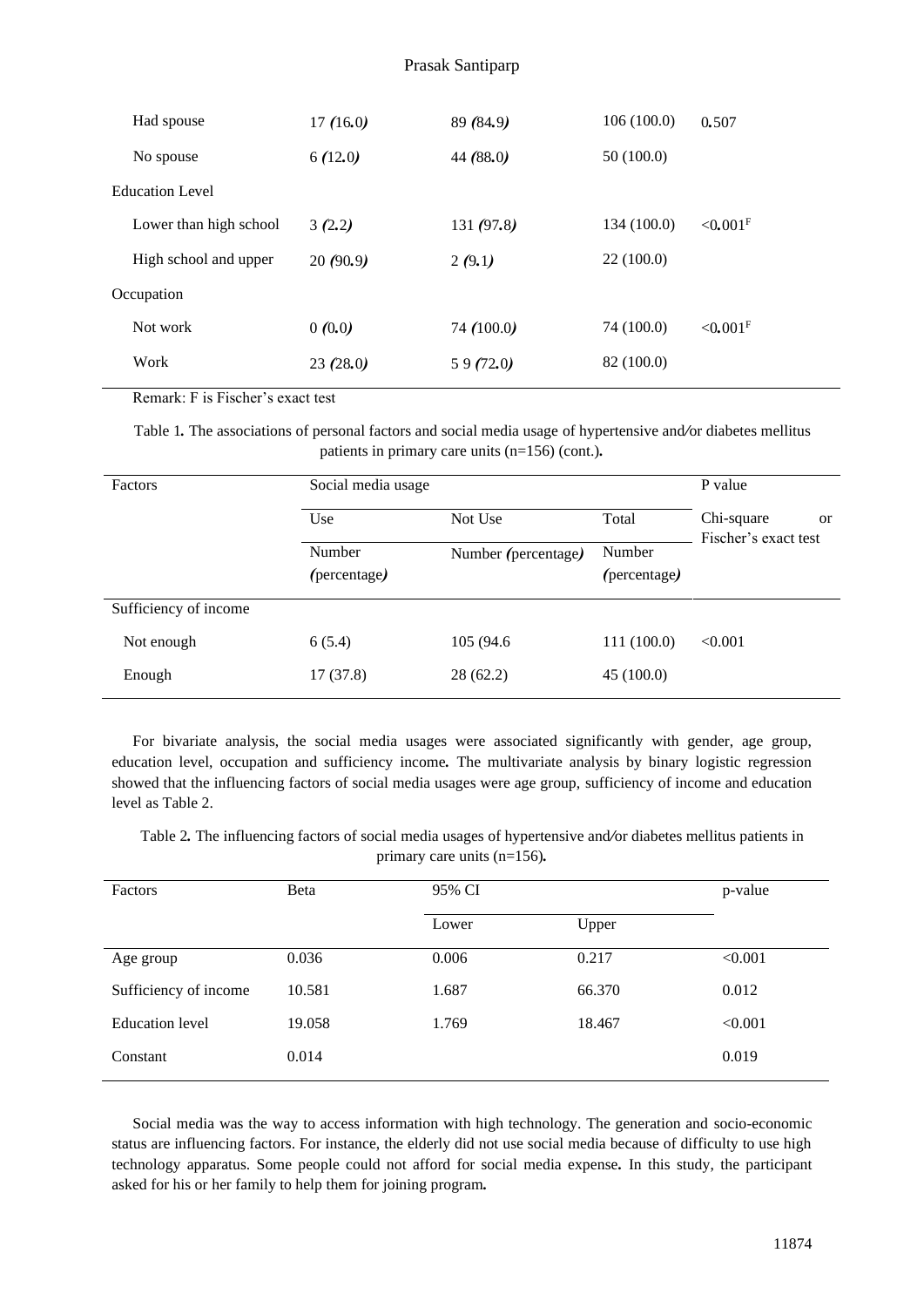| | | | | |
|---|---|---|---|---|
| Had spouse | 17 (16.0) | 89 (84.9) | 106 (100.0) | 0.507 |
| No spouse | 6 (12.0) | 44 (88.0) | 50 (100.0) | |
| Education Level | | | | |
| Lower than high school | 3 (2.2) | 131 (97.8) | 134 (100.0) | <0.001[F] |
| High school and upper | 20 (90.9) | 2 (9.1) | 22 (100.0) | |
| Occupation | | | | |
| Not work | 0 (0.0) | 74 (100.0) | 74 (100.0) | <0.001[F] |
| Work | 23 (28.0) | 5 9 (72.0) | 82 (100.0) | |

Remark: F is Fischer's exact test

Table 1. The associations of personal factors and social media usage of hypertensive and/or diabetes mellitus patients in primary care units (n=156) (cont.).

| Factors | Social media usage | | | P value |
|---|---|---|---|---|
| | Use | Not Use | Total | Chi-square or Fischer's exact test |
| | Number (percentage) | Number (percentage) | Number (percentage) | |
| Sufficiency of income | | | | |
| Not enough | 6 (5.4) | 105 (94.6 | 111 (100.0) | <0.001 |
| Enough | 17 (37.8) | 28 (62.2) | 45 (100.0) | |

For bivariate analysis, the social media usages were associated significantly with gender, age group, education level, occupation and sufficiency income. The multivariate analysis by binary logistic regression showed that the influencing factors of social media usages were age group, sufficiency of income and education level as Table 2.

Table 2. The influencing factors of social media usages of hypertensive and/or diabetes mellitus patients in primary care units (n=156).

| Factors | Beta | 95% CI | | p-value |
|---|---|---|---|---|
| | | Lower | Upper | |
| Age group | 0.036 | 0.006 | 0.217 | <0.001 |
| Sufficiency of income | 10.581 | 1.687 | 66.370 | 0.012 |
| Education level | 19.058 | 1.769 | 18.467 | <0.001 |
| Constant | 0.014 | | | 0.019 |

Social media was the way to access information with high technology. The generation and socio-economic status are influencing factors. For instance, the elderly did not use social media because of difficulty to use high technology apparatus. Some people could not afford for social media expense. In this study, the participant asked for his or her family to help them for joining program.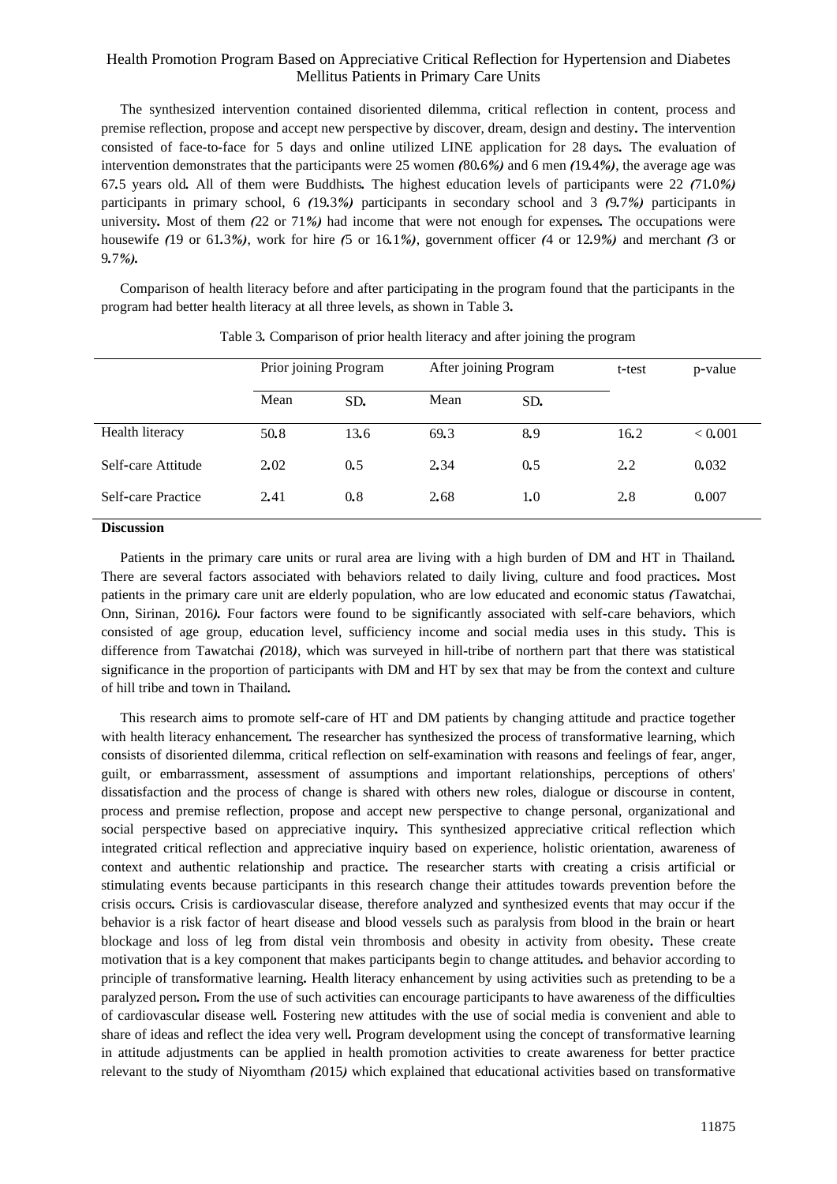The synthesized intervention contained disoriented dilemma, critical reflection in content, process and premise reflection, propose and accept new perspective by discover, dream, design and destiny. The intervention consisted of face-to-face for 5 days and online utilized LINE application for 28 days. The evaluation of intervention demonstrates that the participants were 25 women (80.6%) and 6 men (19.4%), the average age was 67.5 years old. All of them were Buddhists. The highest education levels of participants were 22 (71.0%) participants in primary school, 6 (19.3%) participants in secondary school and 3 (9.7%) participants in university. Most of them (22 or 71%) had income that were not enough for expenses. The occupations were housewife (19 or 61.3%), work for hire (5 or 16.1%), government officer (4 or 12.9%) and merchant (3 or 9.7%).

Comparison of health literacy before and after participating in the program found that the participants in the program had better health literacy at all three levels, as shown in Table 3.

Table 3. Comparison of prior health literacy and after joining the program

| | Prior joining Program | | After joining Program | | t-test | p-value |
|---|---|---|---|---|---|---|
| | Mean | SD. | Mean | SD. | | |
| Health literacy | 50.8 | 13.6 | 69.3 | 8.9 | 16.2 | < 0.001 |
| Self-care Attitude | 2.02 | 0.5 | 2.34 | 0.5 | 2.2 | 0.032 |
| Self-care Practice | 2.41 | 0.8 | 2.68 | 1.0 | 2.8 | 0.007 |

## Discussion

Patients in the primary care units or rural area are living with a high burden of DM and HT in Thailand. There are several factors associated with behaviors related to daily living, culture and food practices. Most patients in the primary care unit are elderly population, who are low educated and economic status (Tawatchai, Onn, Sirinan, 2016). Four factors were found to be significantly associated with self-care behaviors, which consisted of age group, education level, sufficiency income and social media uses in this study. This is difference from Tawatchai (2018), which was surveyed in hill-tribe of northern part that there was statistical significance in the proportion of participants with DM and HT by sex that may be from the context and culture of hill tribe and town in Thailand.

This research aims to promote self-care of HT and DM patients by changing attitude and practice together with health literacy enhancement. The researcher has synthesized the process of transformative learning, which consists of disoriented dilemma, critical reflection on self-examination with reasons and feelings of fear, anger, guilt, or embarrassment, assessment of assumptions and important relationships, perceptions of others' dissatisfaction and the process of change is shared with others new roles, dialogue or discourse in content, process and premise reflection, propose and accept new perspective to change personal, organizational and social perspective based on appreciative inquiry. This synthesized appreciative critical reflection which integrated critical reflection and appreciative inquiry based on experience, holistic orientation, awareness of context and authentic relationship and practice. The researcher starts with creating a crisis artificial or stimulating events because participants in this research change their attitudes towards prevention before the crisis occurs. Crisis is cardiovascular disease, therefore analyzed and synthesized events that may occur if the behavior is a risk factor of heart disease and blood vessels such as paralysis from blood in the brain or heart blockage and loss of leg from distal vein thrombosis and obesity in activity from obesity. These create motivation that is a key component that makes participants begin to change attitudes. and behavior according to principle of transformative learning. Health literacy enhancement by using activities such as pretending to be a paralyzed person. From the use of such activities can encourage participants to have awareness of the difficulties of cardiovascular disease well. Fostering new attitudes with the use of social media is convenient and able to share of ideas and reflect the idea very well. Program development using the concept of transformative learning in attitude adjustments can be applied in health promotion activities to create awareness for better practice relevant to the study of Niyomtham (2015) which explained that educational activities based on transformative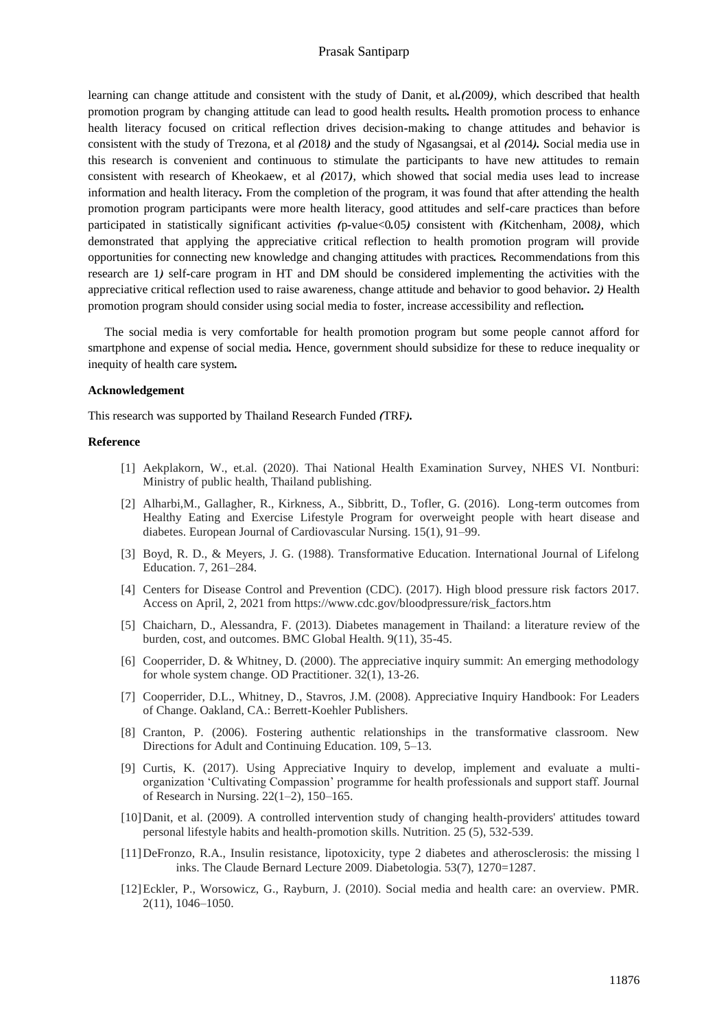learning can change attitude and consistent with the study of Danit, et al.(2009), which described that health promotion program by changing attitude can lead to good health results. Health promotion process to enhance health literacy focused on critical reflection drives decision-making to change attitudes and behavior is consistent with the study of Trezona, et al (2018) and the study of Ngasangsai, et al (2014). Social media use in this research is convenient and continuous to stimulate the participants to have new attitudes to remain consistent with research of Kheokaew, et al (2017), which showed that social media uses lead to increase information and health literacy. From the completion of the program, it was found that after attending the health promotion program participants were more health literacy, good attitudes and self-care practices than before participated in statistically significant activities (p-value<0.05) consistent with (Kitchenham, 2008), which demonstrated that applying the appreciative critical reflection to health promotion program will provide opportunities for connecting new knowledge and changing attitudes with practices. Recommendations from this research are 1) self-care program in HT and DM should be considered implementing the activities with the appreciative critical reflection used to raise awareness, change attitude and behavior to good behavior. 2) Health promotion program should consider using social media to foster, increase accessibility and reflection.

The social media is very comfortable for health promotion program but some people cannot afford for smartphone and expense of social media. Hence, government should subsidize for these to reduce inequality or inequity of health care system.

**Acknowledgement**

This research was supported by Thailand Research Funded (TRF).

**Reference**

[1] Aekplakorn, W., et.al. (2020). Thai National Health Examination Survey, NHES VI. Nontburi: Ministry of public health, Thailand publishing.

[2] Alharbi,M., Gallagher, R., Kirkness, A., Sibbritt, D., Tofler, G. (2016). Long-term outcomes from Healthy Eating and Exercise Lifestyle Program for overweight people with heart disease and diabetes. European Journal of Cardiovascular Nursing. 15(1), 91–99.

[3] Boyd, R. D., & Meyers, J. G. (1988). Transformative Education. International Journal of Lifelong Education. 7, 261–284.

[4] Centers for Disease Control and Prevention (CDC). (2017). High blood pressure risk factors 2017. Access on April, 2, 2021 from https://www.cdc.gov/bloodpressure/risk_factors.htm

[5] Chaicharn, D., Alessandra, F. (2013). Diabetes management in Thailand: a literature review of the burden, cost, and outcomes. BMC Global Health. 9(11), 35-45.

[6] Cooperrider, D. & Whitney, D. (2000). The appreciative inquiry summit: An emerging methodology for whole system change. OD Practitioner. 32(1), 13-26.

[7] Cooperrider, D.L., Whitney, D., Stavros, J.M. (2008). Appreciative Inquiry Handbook: For Leaders of Change. Oakland, CA.: Berrett-Koehler Publishers.

[8] Cranton, P. (2006). Fostering authentic relationships in the transformative classroom. New Directions for Adult and Continuing Education. 109, 5–13.

[9] Curtis, K. (2017). Using Appreciative Inquiry to develop, implement and evaluate a multi-organization 'Cultivating Compassion' programme for health professionals and support staff. Journal of Research in Nursing. 22(1–2), 150–165.

[10] Danit, et al. (2009). A controlled intervention study of changing health-providers' attitudes toward personal lifestyle habits and health-promotion skills. Nutrition. 25 (5), 532-539.

[11] DeFronzo, R.A., Insulin resistance, lipotoxicity, type 2 diabetes and atherosclerosis: the missing l inks. The Claude Bernard Lecture 2009. Diabetologia. 53(7), 1270=1287.

[12] Eckler, P., Worsowicz, G., Rayburn, J. (2010). Social media and health care: an overview. PMR. 2(11), 1046–1050.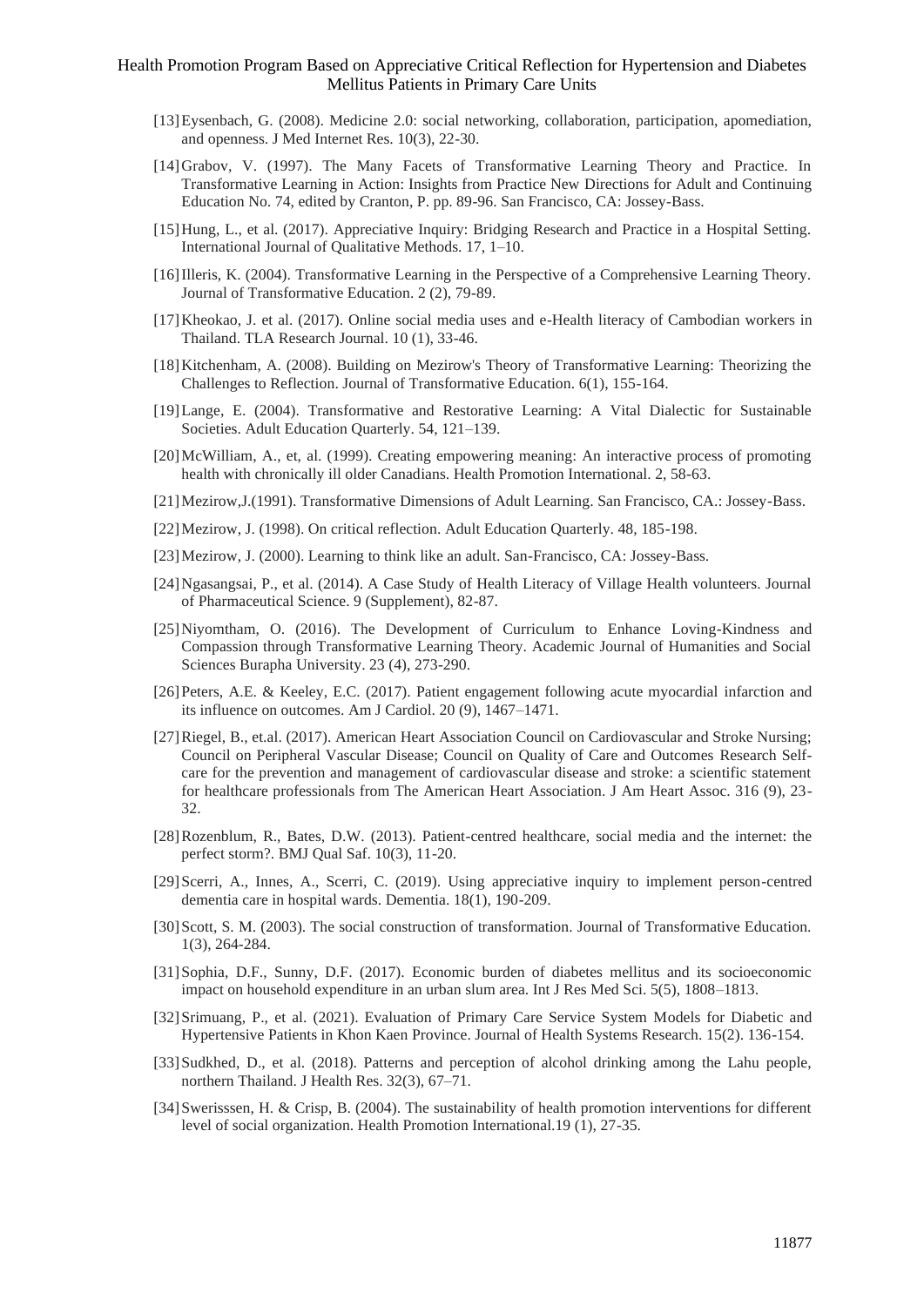[13] Eysenbach, G. (2008). Medicine 2.0: social networking, collaboration, participation, apomediation, and openness. J Med Internet Res. 10(3), 22-30.

[14] Grabov, V. (1997). The Many Facets of Transformative Learning Theory and Practice. In Transformative Learning in Action: Insights from Practice New Directions for Adult and Continuing Education No. 74, edited by Cranton, P. pp. 89-96. San Francisco, CA: Jossey-Bass.

[15] Hung, L., et al. (2017). Appreciative Inquiry: Bridging Research and Practice in a Hospital Setting. International Journal of Qualitative Methods. 17, 1–10.

[16] Illeris, K. (2004). Transformative Learning in the Perspective of a Comprehensive Learning Theory. Journal of Transformative Education. 2 (2), 79-89.

[17] Kheokao, J. et al. (2017). Online social media uses and e-Health literacy of Cambodian workers in Thailand. TLA Research Journal. 10 (1), 33-46.

[18] Kitchenham, A. (2008). Building on Mezirow's Theory of Transformative Learning: Theorizing the Challenges to Reflection. Journal of Transformative Education. 6(1), 155-164.

[19] Lange, E. (2004). Transformative and Restorative Learning: A Vital Dialectic for Sustainable Societies. Adult Education Quarterly. 54, 121–139.

[20] McWilliam, A., et, al. (1999). Creating empowering meaning: An interactive process of promoting health with chronically ill older Canadians. Health Promotion International. 2, 58-63.

[21] Mezirow,J.(1991). Transformative Dimensions of Adult Learning. San Francisco, CA.: Jossey-Bass.

[22] Mezirow, J. (1998). On critical reflection. Adult Education Quarterly. 48, 185-198.

[23] Mezirow, J. (2000). Learning to think like an adult. San-Francisco, CA: Jossey-Bass.

[24] Ngasangsai, P., et al. (2014). A Case Study of Health Literacy of Village Health volunteers. Journal of Pharmaceutical Science. 9 (Supplement), 82-87.

[25] Niyomtham, O. (2016). The Development of Curriculum to Enhance Loving-Kindness and Compassion through Transformative Learning Theory. Academic Journal of Humanities and Social Sciences Burapha University. 23 (4), 273-290.

[26] Peters, A.E. & Keeley, E.C. (2017). Patient engagement following acute myocardial infarction and its influence on outcomes. Am J Cardiol. 20 (9), 1467–1471.

[27] Riegel, B., et.al. (2017). American Heart Association Council on Cardiovascular and Stroke Nursing; Council on Peripheral Vascular Disease; Council on Quality of Care and Outcomes Research Self-care for the prevention and management of cardiovascular disease and stroke: a scientific statement for healthcare professionals from The American Heart Association. J Am Heart Assoc. 316 (9), 23-32.

[28] Rozenblum, R., Bates, D.W. (2013). Patient-centred healthcare, social media and the internet: the perfect storm?. BMJ Qual Saf. 10(3), 11-20.

[29] Scerri, A., Innes, A., Scerri, C. (2019). Using appreciative inquiry to implement person-centred dementia care in hospital wards. Dementia. 18(1), 190-209.

[30] Scott, S. M. (2003). The social construction of transformation. Journal of Transformative Education. 1(3), 264-284.

[31] Sophia, D.F., Sunny, D.F. (2017). Economic burden of diabetes mellitus and its socioeconomic impact on household expenditure in an urban slum area. Int J Res Med Sci. 5(5), 1808–1813.

[32] Srimuang, P., et al. (2021). Evaluation of Primary Care Service System Models for Diabetic and Hypertensive Patients in Khon Kaen Province. Journal of Health Systems Research. 15(2). 136-154.

[33] Sudkhed, D., et al. (2018). Patterns and perception of alcohol drinking among the Lahu people, northern Thailand. J Health Res. 32(3), 67–71.

[34] Swerisssen, H. & Crisp, B. (2004). The sustainability of health promotion interventions for different level of social organization. Health Promotion International.19 (1), 27-35.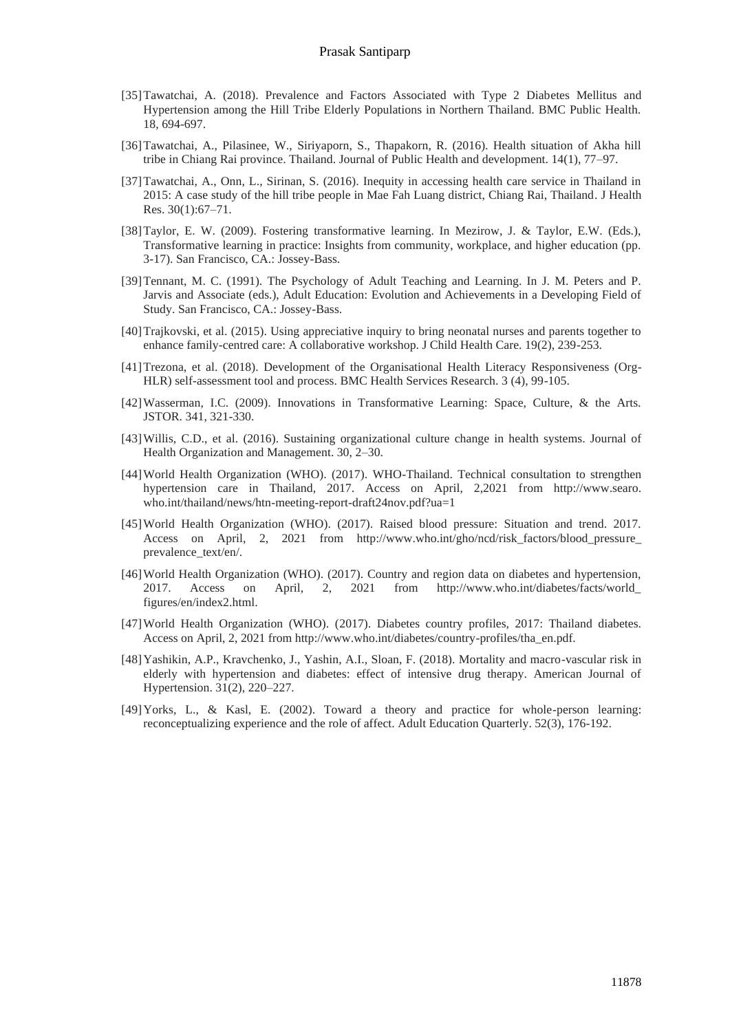[35] Tawatchai, A. (2018). Prevalence and Factors Associated with Type 2 Diabetes Mellitus and Hypertension among the Hill Tribe Elderly Populations in Northern Thailand. BMC Public Health. 18, 694-697.

[36] Tawatchai, A., Pilasinee, W., Siriyaporn, S., Thapakorn, R. (2016). Health situation of Akha hill tribe in Chiang Rai province. Thailand. Journal of Public Health and development. 14(1), 77–97.

[37] Tawatchai, A., Onn, L., Sirinan, S. (2016). Inequity in accessing health care service in Thailand in 2015: A case study of the hill tribe people in Mae Fah Luang district, Chiang Rai, Thailand. J Health Res. 30(1):67–71.

[38] Taylor, E. W. (2009). Fostering transformative learning. In Mezirow, J. & Taylor, E.W. (Eds.), Transformative learning in practice: Insights from community, workplace, and higher education (pp. 3-17). San Francisco, CA.: Jossey-Bass.

[39] Tennant, M. C. (1991). The Psychology of Adult Teaching and Learning. In J. M. Peters and P. Jarvis and Associate (eds.), Adult Education: Evolution and Achievements in a Developing Field of Study. San Francisco, CA.: Jossey-Bass.

[40] Trajkovski, et al. (2015). Using appreciative inquiry to bring neonatal nurses and parents together to enhance family-centred care: A collaborative workshop. J Child Health Care. 19(2), 239-253.

[41] Trezona, et al. (2018). Development of the Organisational Health Literacy Responsiveness (Org-HLR) self-assessment tool and process. BMC Health Services Research. 3 (4), 99-105.

[42] Wasserman, I.C. (2009). Innovations in Transformative Learning: Space, Culture, & the Arts. JSTOR. 341, 321-330.

[43] Willis, C.D., et al. (2016). Sustaining organizational culture change in health systems. Journal of Health Organization and Management. 30, 2–30.

[44] World Health Organization (WHO). (2017). WHO-Thailand. Technical consultation to strengthen hypertension care in Thailand, 2017. Access on April, 2,2021 from http://www.searo.who.int/thailand/news/htn-meeting-report-draft24nov.pdf?ua=1

[45] World Health Organization (WHO). (2017). Raised blood pressure: Situation and trend. 2017. Access on April, 2, 2021 from http://www.who.int/gho/ncd/risk_factors/blood_pressure_prevalence_text/en/.

[46] World Health Organization (WHO). (2017). Country and region data on diabetes and hypertension, 2017. Access on April, 2, 2021 from http://www.who.int/diabetes/facts/world_figures/en/index2.html.

[47] World Health Organization (WHO). (2017). Diabetes country profiles, 2017: Thailand diabetes. Access on April, 2, 2021 from http://www.who.int/diabetes/country-profiles/tha_en.pdf.

[48] Yashikin, A.P., Kravchenko, J., Yashin, A.I., Sloan, F. (2018). Mortality and macro-vascular risk in elderly with hypertension and diabetes: effect of intensive drug therapy. American Journal of Hypertension. 31(2), 220–227.

[49] Yorks, L., & Kasl, E. (2002). Toward a theory and practice for whole-person learning: reconceptualizing experience and the role of affect. Adult Education Quarterly. 52(3), 176-192.